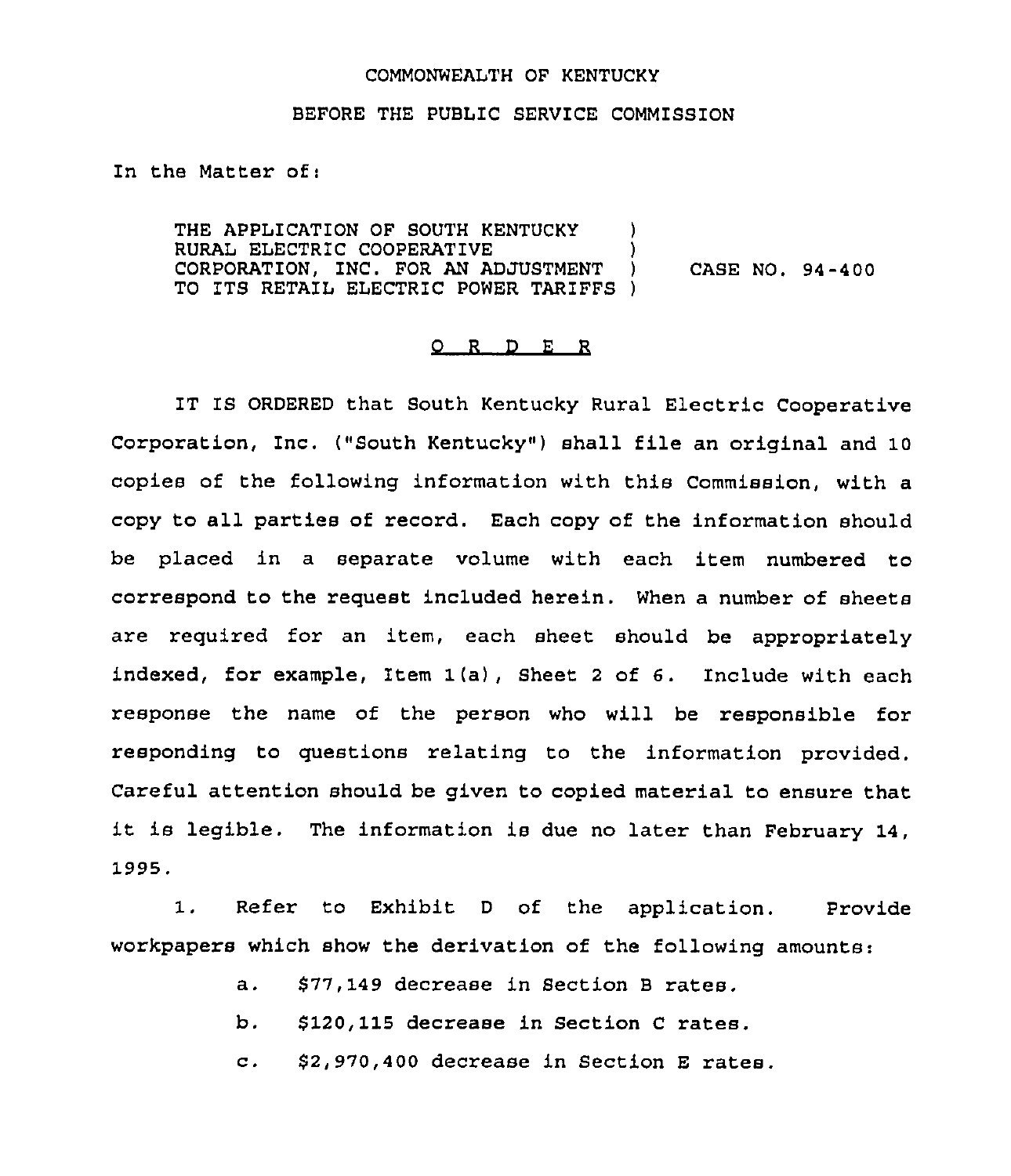COMMONWEALTH OF KENTUCKY

BEFORE THE PUBLIC SERVICE COMMISSION

In the Matter of:

THE APPLICATION OF SOUTH KENTUCKY RURAL ELECTRIC COOPERATIVE CORPORATION, INC. FOR AN ADJUSTMENT TO ITS RETAIL ELECTRIC POWER TARIFFS ) CASE NO. 94-400

# O R D E R

IT IS ORDERED that South Kentucky Rural Electric Cooperative Corporation, Inc. ("South Kentucky") shall file an original and 10 copies of the following information with this Commission, with a copy to all parties of record. Each copy of the information should be placed in a separate volume with each item numbered to correspond to the request included herein. When a number of sheets are required for an item, each sheet should be appropriately indexed, for example, Item 1(a), Sheet 2 of 6. Include with each response the name of the person who will be responsible for responding to questions relating to the information provided. Careful attention should be given to copied material to ensure that it is legible. The information is due no later than February 14, 1995.

1. Refer to Exhibit D of the application. Provide workpapers which show the derivation of the following amounts:

   a. $77,149 decrease in Section B rates.

   b. $120,115 decrease in Section C rates.

   c. $2,970,400 decrease in Section E rates.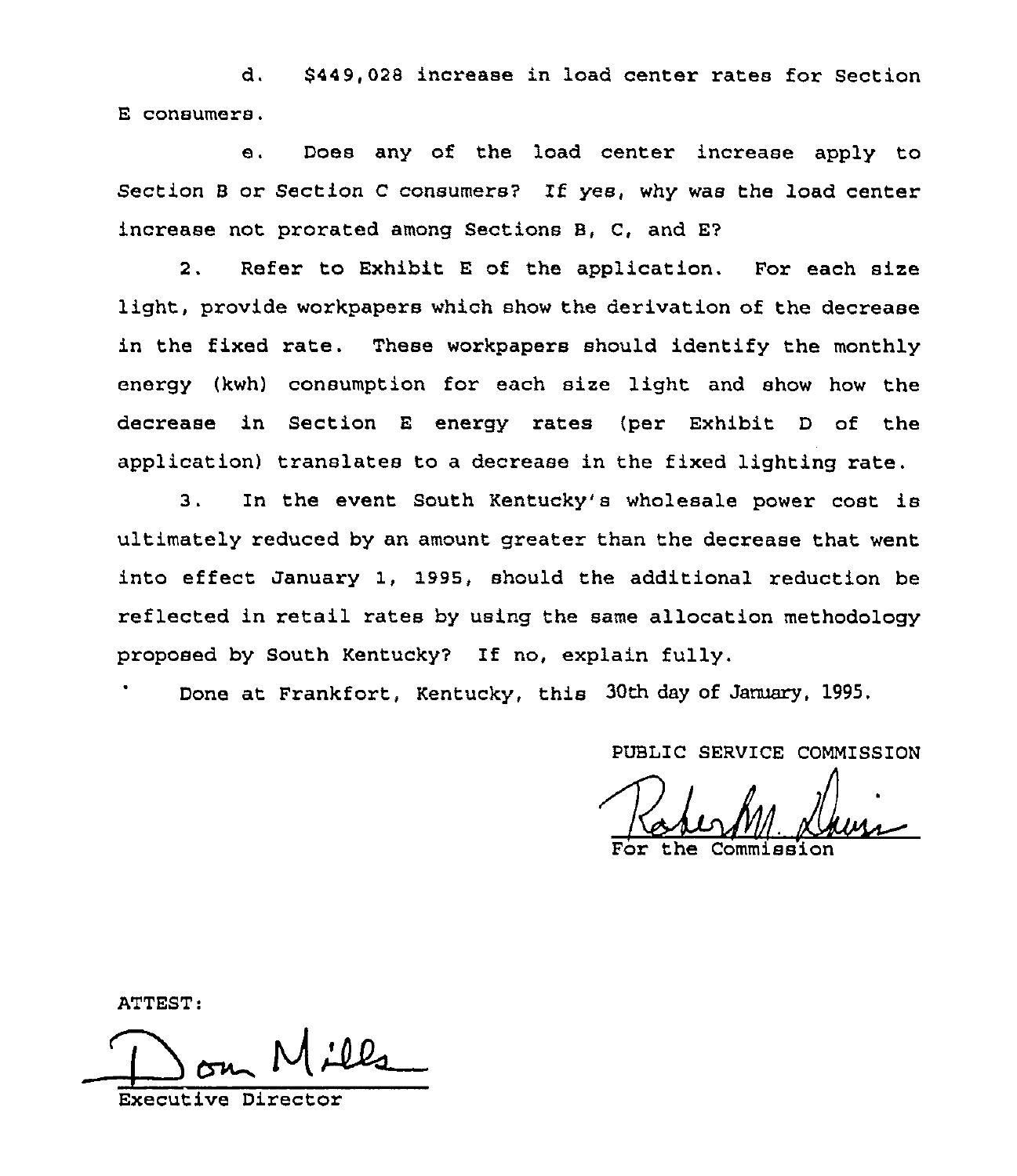d. $449,028 increase in load center rates for Section E consumers.

e. Does any of the load center increase apply to Section B or Section C consumers? If yes, why was the load center increase not prorated among Sections B, C, and E?

2. Refer to Exhibit E of the application. For each size light, provide workpapers which show the derivation of the decrease in the fixed rate. These workpapers should identify the monthly energy (kwh) consumption for each size light and show how the decrease in Section E energy rates (per Exhibit D of the application) translates to a decrease in the fixed lighting rate.

3. In the event South Kentucky's wholesale power cost is ultimately reduced by an amount greater than the decrease that went into effect January 1, 1995, should the additional reduction be reflected in retail rates by using the same allocation methodology proposed by South Kentucky? If no, explain fully.

Done at Frankfort, Kentucky, this 30th day of January, 1995.

PUBLIC SERVICE COMMISSION

For the Commission

ATTEST:

Executive Director